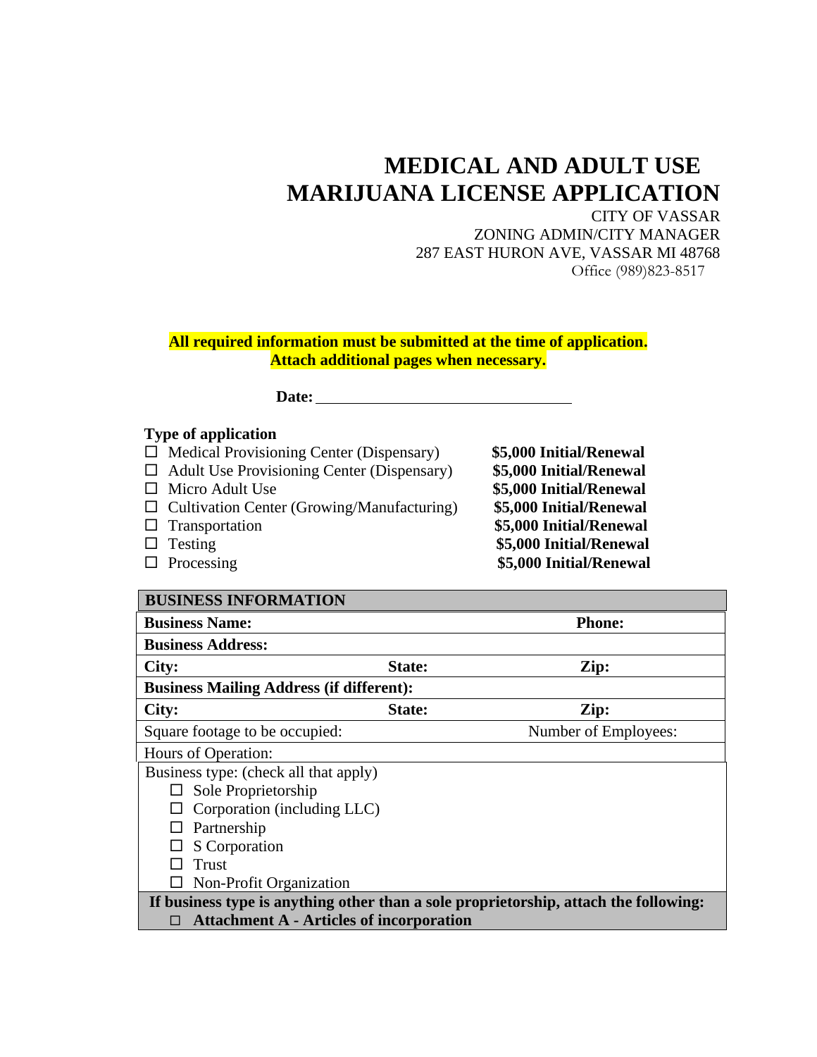# MEDICAL AND ADULT USE MARIJUANA LICENSE APPLICATION

CITY OF VASSAR
ZONING ADMIN/CITY MANAGER
287 EAST HURON AVE, VASSAR MI 48768
Office (989)823-8517

**All required information must be submitted at the time of application.**
**Attach additional pages when necessary.**

**Date:** ______________________________

**Type of application**

| | |
|---|---|
| ☐ Medical Provisioning Center (Dispensary) | **$5,000 Initial/Renewal** |
| ☐ Adult Use Provisioning Center (Dispensary) | **$5,000 Initial/Renewal** |
| ☐ Micro Adult Use | **$5,000 Initial/Renewal** |
| ☐ Cultivation Center (Growing/Manufacturing) | **$5,000 Initial/Renewal** |
| ☐ Transportation | **$5,000 Initial/Renewal** |
| ☐ Testing | **$5,000 Initial/Renewal** |
| ☐ Processing | **$5,000 Initial/Renewal** |

| **BUSINESS INFORMATION** | | |
|---|---|---|
| **Business Name:** | | **Phone:** |
| **Business Address:** | | |
| **City:** | **State:** | **Zip:** |
| **Business Mailing Address (if different):** | | |
| **City:** | **State:** | **Zip:** |
| Square footage to be occupied: | | Number of Employees: |
| Hours of Operation: | | |
| Business type: (check all that apply)<br>☐ Sole Proprietorship<br>☐ Corporation (including LLC)<br>☐ Partnership<br>☐ S Corporation<br>☐ Trust<br>☐ Non-Profit Organization | | |
| **If business type is anything other than a sole proprietorship, attach the following:**<br>☐ **Attachment A - Articles of incorporation** | | |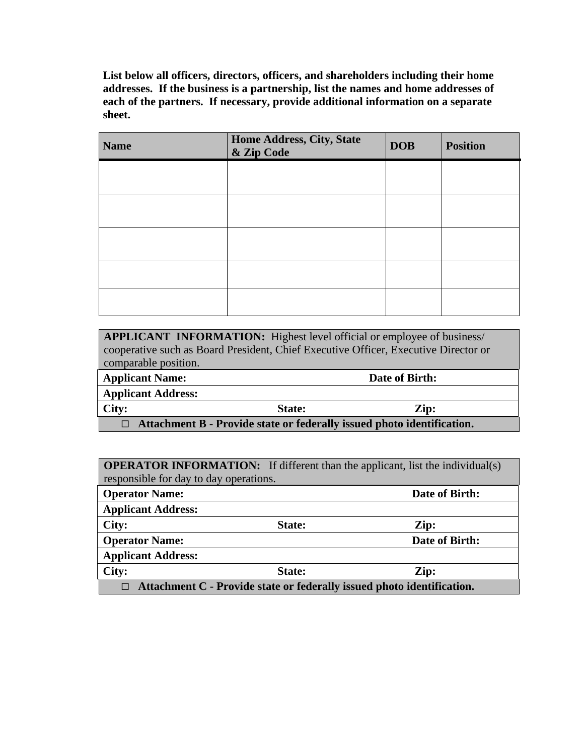**List below all officers, directors, officers, and shareholders including their home addresses. If the business is a partnership, list the names and home addresses of each of the partners. If necessary, provide additional information on a separate sheet.**

| Name | Home Address, City, State & Zip Code | DOB | Position |
|---|---|---|---|
| | | | |
| | | | |
| | | | |
| | | | |
| | | | |

| **APPLICANT INFORMATION:** Highest level official or employee of business/ cooperative such as Board President, Chief Executive Officer, Executive Director or comparable position. | | |
|---|---|---|
| **Applicant Name:** | | **Date of Birth:** |
| **Applicant Address:** | | |
| **City:** | **State:** | **Zip:** |
| ☐ **Attachment B - Provide state or federally issued photo identification.** | | |

| **OPERATOR INFORMATION:** If different than the applicant, list the individual(s) responsible for day to day operations. | | |
|---|---|---|
| **Operator Name:** | | **Date of Birth:** |
| **Applicant Address:** | | |
| **City:** | **State:** | **Zip:** |
| **Operator Name:** | | **Date of Birth:** |
| **Applicant Address:** | | |
| **City:** | **State:** | **Zip:** |
| ☐ **Attachment C - Provide state or federally issued photo identification.** | | |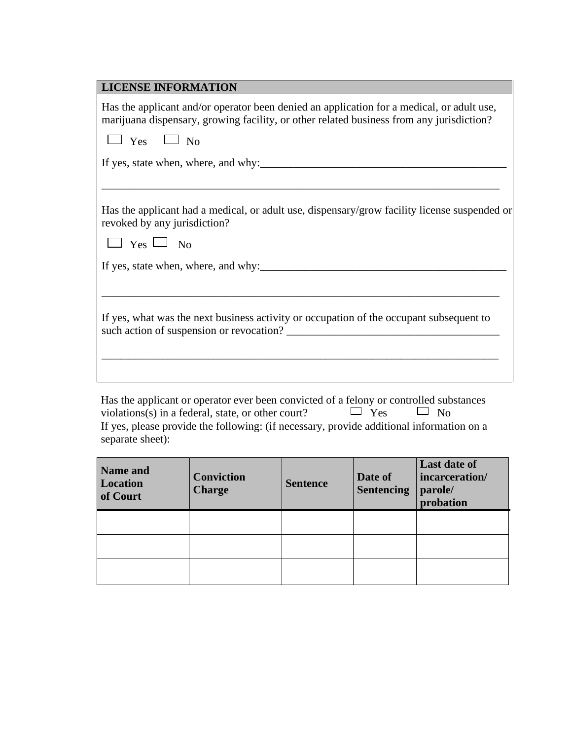## LICENSE INFORMATION

Has the applicant and/or operator been denied an application for a medical, or adult use, marijuana dispensary, growing facility, or other related business from any jurisdiction?

☐ Yes ☐ No

If yes, state when, where, and why:______________________________________________

_____________________________________________________________________________

Has the applicant had a medical, or adult use, dispensary/grow facility license suspended or revoked by any jurisdiction?

☐ Yes ☐ No

If yes, state when, where, and why:______________________________________________

_____________________________________________________________________________

If yes, what was the next business activity or occupation of the occupant subsequent to such action of suspension or revocation? _______________________________________

_____________________________________________________________________________

Has the applicant or operator ever been convicted of a felony or controlled substances violations(s) in a federal, state, or other court? ☐ Yes ☐ No
If yes, please provide the following: (if necessary, provide additional information on a separate sheet):

| **Name and Location of Court** | **Conviction Charge** | **Sentence** | **Date of Sentencing** | **Last date of incarceration/ parole/ probation** |
|---|---|---|---|---|
| | | | | |
| | | | | |
| | | | | |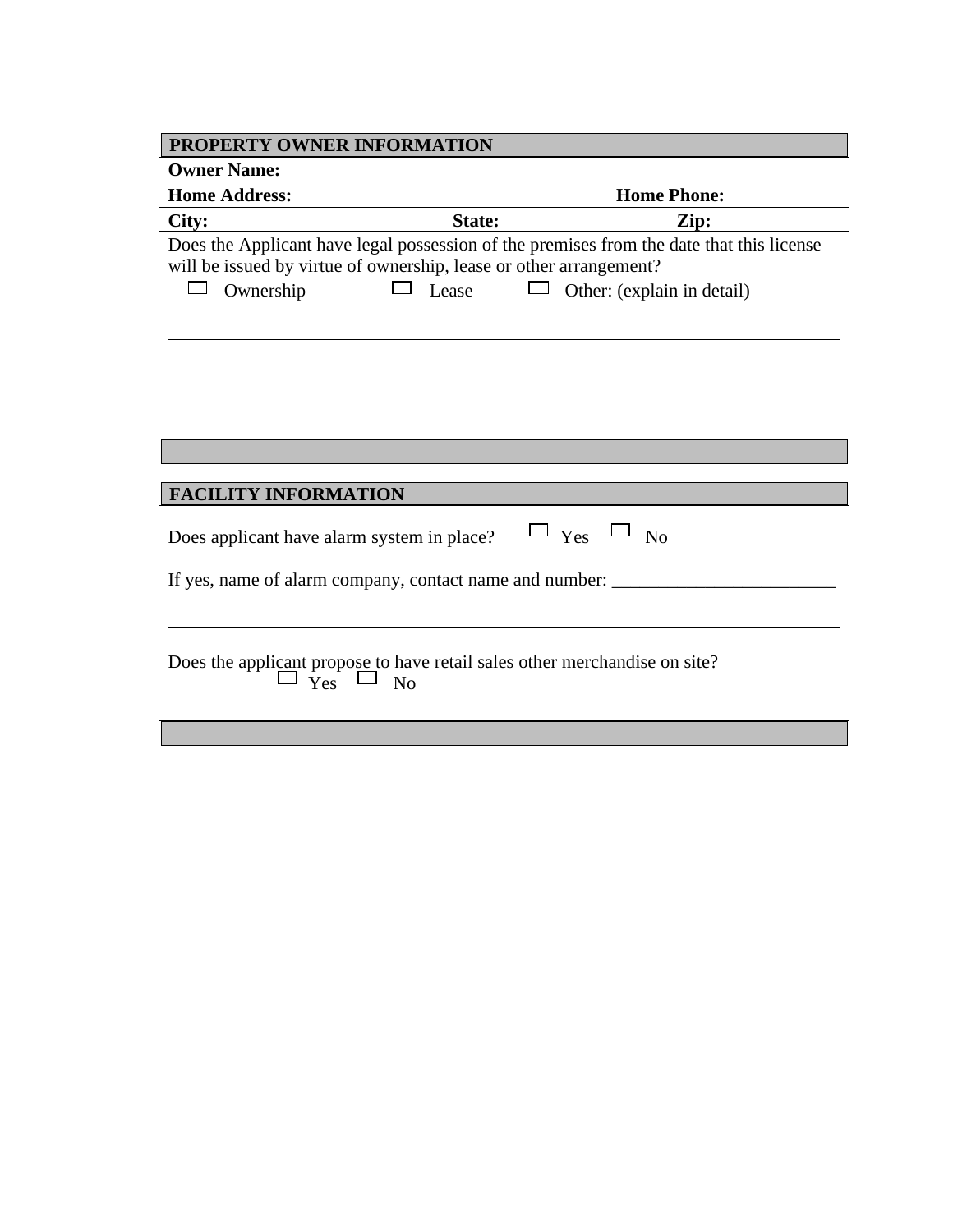## PROPERTY OWNER INFORMATION

**Owner Name:**

**Home Address:** **Home Phone:**

**City:** **State:** **Zip:**

Does the Applicant have legal possession of the premises from the date that this license will be issued by virtue of ownership, lease or other arrangement?

☐ Ownership ☐ Lease ☐ Other: (explain in detail)

\_\_\_\_\_\_\_\_\_\_\_\_\_\_\_\_\_\_\_\_\_\_\_\_\_\_\_\_\_\_\_\_\_\_\_\_\_\_\_\_\_\_\_\_\_\_\_\_\_\_\_\_\_\_\_\_\_\_\_\_\_\_\_\_\_\_\_\_\_\_\_\_

\_\_\_\_\_\_\_\_\_\_\_\_\_\_\_\_\_\_\_\_\_\_\_\_\_\_\_\_\_\_\_\_\_\_\_\_\_\_\_\_\_\_\_\_\_\_\_\_\_\_\_\_\_\_\_\_\_\_\_\_\_\_\_\_\_\_\_\_\_\_\_\_

\_\_\_\_\_\_\_\_\_\_\_\_\_\_\_\_\_\_\_\_\_\_\_\_\_\_\_\_\_\_\_\_\_\_\_\_\_\_\_\_\_\_\_\_\_\_\_\_\_\_\_\_\_\_\_\_\_\_\_\_\_\_\_\_\_\_\_\_\_\_\_\_

## FACILITY INFORMATION

Does applicant have alarm system in place? ☐ Yes ☐ No

If yes, name of alarm company, contact name and number: \_\_\_\_\_\_\_\_\_\_\_\_\_\_\_\_\_\_\_\_\_\_\_\_\_

\_\_\_\_\_\_\_\_\_\_\_\_\_\_\_\_\_\_\_\_\_\_\_\_\_\_\_\_\_\_\_\_\_\_\_\_\_\_\_\_\_\_\_\_\_\_\_\_\_\_\_\_\_\_\_\_\_\_\_\_\_\_\_\_\_\_\_\_\_\_\_\_

Does the applicant propose to have retail sales other merchandise on site?
☐ Yes ☐ No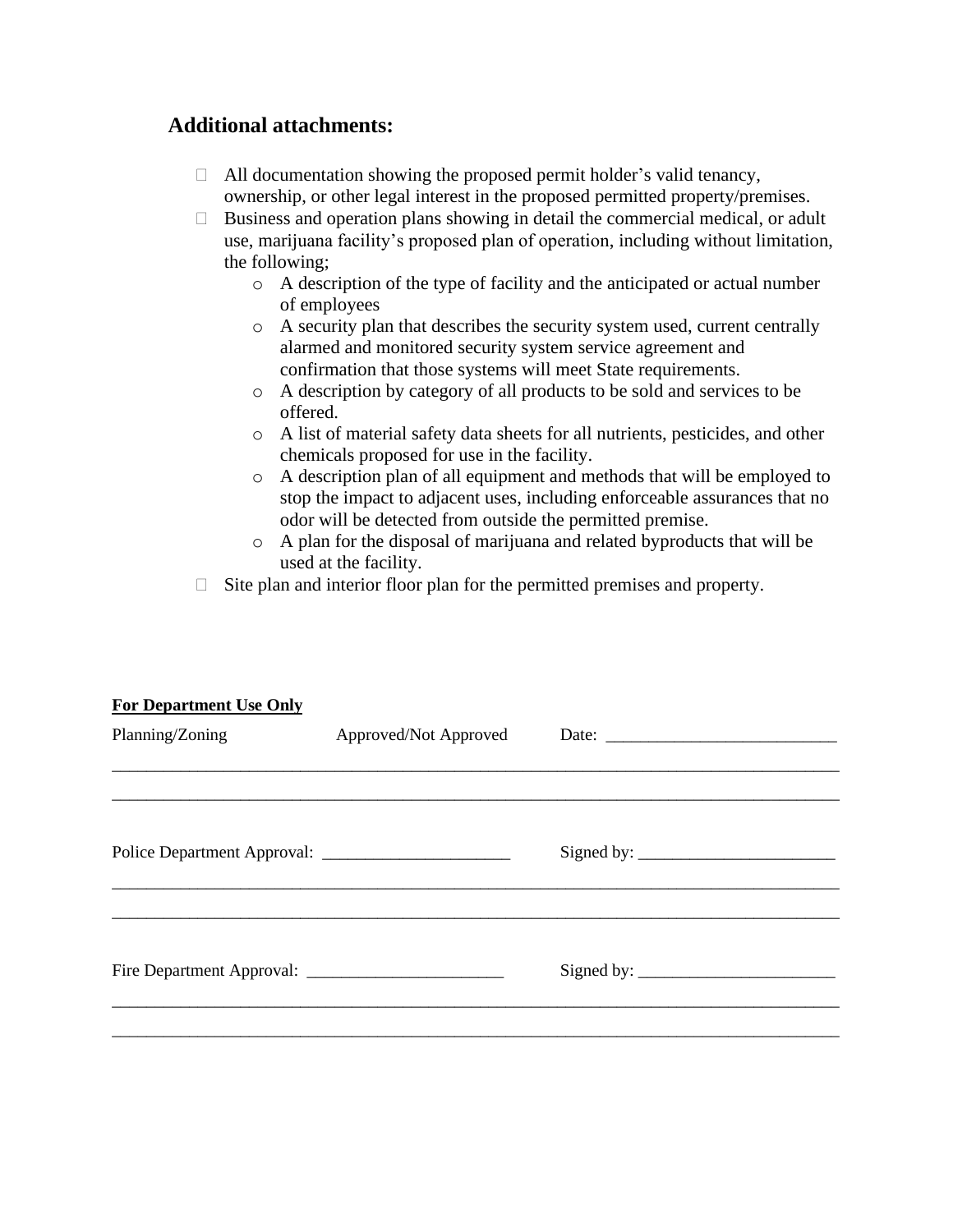## Additional attachments:

- ☐ All documentation showing the proposed permit holder's valid tenancy, ownership, or other legal interest in the proposed permitted property/premises.
- ☐ Business and operation plans showing in detail the commercial medical, or adult use, marijuana facility's proposed plan of operation, including without limitation, the following;
  - A description of the type of facility and the anticipated or actual number of employees
  - A security plan that describes the security system used, current centrally alarmed and monitored security system service agreement and confirmation that those systems will meet State requirements.
  - A description by category of all products to be sold and services to be offered.
  - A list of material safety data sheets for all nutrients, pesticides, and other chemicals proposed for use in the facility.
  - A description plan of all equipment and methods that will be employed to stop the impact to adjacent uses, including enforceable assurances that no odor will be detected from outside the permitted premise.
  - A plan for the disposal of marijuana and related byproducts that will be used at the facility.
- ☐ Site plan and interior floor plan for the permitted premises and property.

**For Department Use Only**

Planning/Zoning Approved/Not Approved Date: ___________________________

______________________________________________________________________________

______________________________________________________________________________

Police Department Approval: ______________________ Signed by: _______________________

______________________________________________________________________________

______________________________________________________________________________

Fire Department Approval: _______________________ Signed by: _______________________

______________________________________________________________________________

______________________________________________________________________________